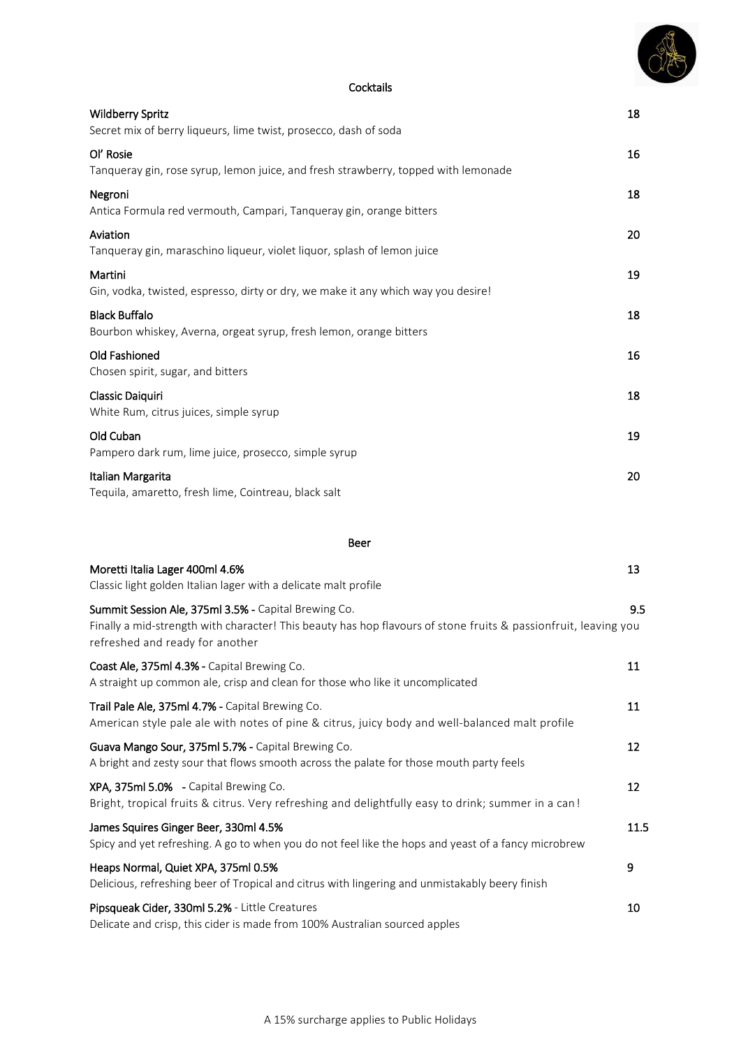## Cocktails

**Wildberry Spritz** — 18
Secret mix of berry liqueurs, lime twist, prosecco, dash of soda

**Ol' Rosie** — 16
Tanqueray gin, rose syrup, lemon juice, and fresh strawberry, topped with lemonade

**Negroni** — 18
Antica Formula red vermouth, Campari, Tanqueray gin, orange bitters

**Aviation** — 20
Tanqueray gin, maraschino liqueur, violet liquor, splash of lemon juice

**Martini** — 19
Gin, vodka, twisted, espresso, dirty or dry, we make it any which way you desire!

**Black Buffalo** — 18
Bourbon whiskey, Averna, orgeat syrup, fresh lemon, orange bitters

**Old Fashioned** — 16
Chosen spirit, sugar, and bitters

**Classic Daiquiri** — 18
White Rum, citrus juices, simple syrup

**Old Cuban** — 19
Pampero dark rum, lime juice, prosecco, simple syrup

**Italian Margarita** — 20
Tequila, amaretto, fresh lime, Cointreau, black salt

## Beer

**Moretti Italia Lager 400ml 4.6%** — 13
Classic light golden Italian lager with a delicate malt profile

**Summit Session Ale, 375ml 3.5%** - Capital Brewing Co. — 9.5
Finally a mid-strength with character! This beauty has hop flavours of stone fruits & passionfruit, leaving you refreshed and ready for another

**Coast Ale, 375ml 4.3%** - Capital Brewing Co. — 11
A straight up common ale, crisp and clean for those who like it uncomplicated

**Trail Pale Ale, 375ml 4.7%** - Capital Brewing Co. — 11
American style pale ale with notes of pine & citrus, juicy body and well-balanced malt profile

**Guava Mango Sour, 375ml 5.7%** - Capital Brewing Co. — 12
A bright and zesty sour that flows smooth across the palate for those mouth party feels

**XPA, 375ml 5.0%** - Capital Brewing Co. — 12
Bright, tropical fruits & citrus. Very refreshing and delightfully easy to drink; summer in a can!

**James Squires Ginger Beer, 330ml 4.5%** — 11.5
Spicy and yet refreshing. A go to when you do not feel like the hops and yeast of a fancy microbrew

**Heaps Normal, Quiet XPA, 375ml 0.5%** — 9
Delicious, refreshing beer of Tropical and citrus with lingering and unmistakably beery finish

**Pipsqueak Cider, 330ml 5.2%** - Little Creatures — 10
Delicate and crisp, this cider is made from 100% Australian sourced apples

A 15% surcharge applies to Public Holidays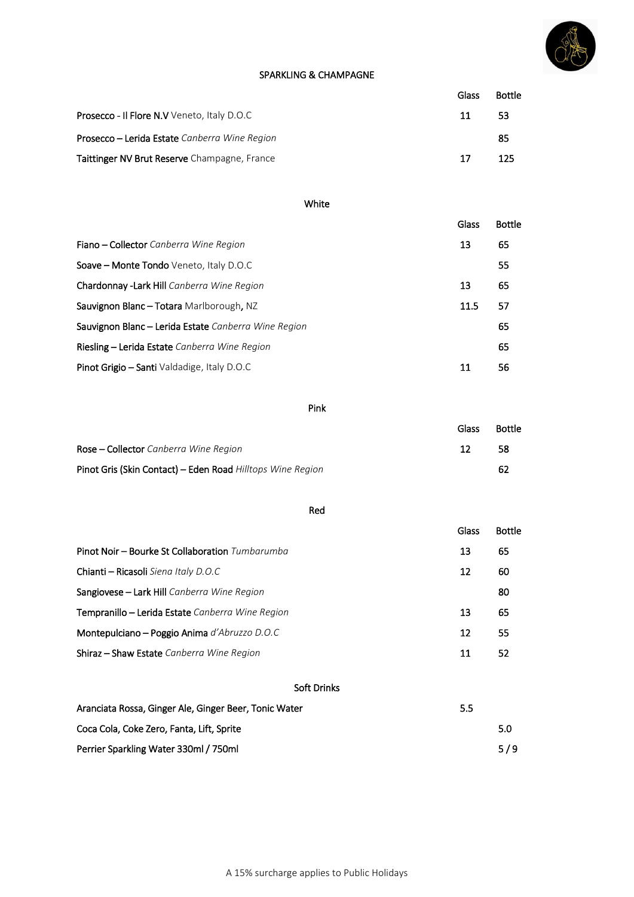## SPARKLING & CHAMPAGNE

| | Glass | Bottle |
|---|---|---|
| **Prosecco - Il Flore N.V** Veneto, Italy D.O.C | 11 | 53 |
| **Prosecco – Lerida Estate** *Canberra Wine Region* | | 85 |
| **Taittinger NV Brut Reserve** Champagne, France | 17 | 125 |

## White

| | Glass | Bottle |
|---|---|---|
| **Fiano – Collector** *Canberra Wine Region* | 13 | 65 |
| **Soave – Monte Tondo** Veneto, Italy D.O.C | | 55 |
| **Chardonnay -Lark Hill** *Canberra Wine Region* | 13 | 65 |
| **Sauvignon Blanc – Totara** Marlborough, NZ | 11.5 | 57 |
| **Sauvignon Blanc – Lerida Estate** *Canberra Wine Region* | | 65 |
| **Riesling – Lerida Estate** *Canberra Wine Region* | | 65 |
| **Pinot Grigio – Santi** Valdadige, Italy D.O.C | 11 | 56 |

## Pink

| | Glass | Bottle |
|---|---|---|
| **Rose – Collector** *Canberra Wine Region* | 12 | 58 |
| **Pinot Gris (Skin Contact) – Eden Road** *Hilltops Wine Region* | | 62 |

## Red

| | Glass | Bottle |
|---|---|---|
| **Pinot Noir – Bourke St Collaboration** *Tumbarumba* | 13 | 65 |
| **Chianti – Ricasoli** *Siena Italy D.O.C* | 12 | 60 |
| **Sangiovese – Lark Hill** *Canberra Wine Region* | | 80 |
| **Tempranillo – Lerida Estate** *Canberra Wine Region* | 13 | 65 |
| **Montepulciano – Poggio Anima** *d'Abruzzo D.O.C* | 12 | 55 |
| **Shiraz – Shaw Estate** *Canberra Wine Region* | 11 | 52 |

## Soft Drinks

| | | |
|---|---|---|
| Aranciata Rossa, Ginger Ale, Ginger Beer, Tonic Water | 5.5 | |
| Coca Cola, Coke Zero, Fanta, Lift, Sprite | | 5.0 |
| Perrier Sparkling Water 330ml / 750ml | | 5 / 9 |

A 15% surcharge applies to Public Holidays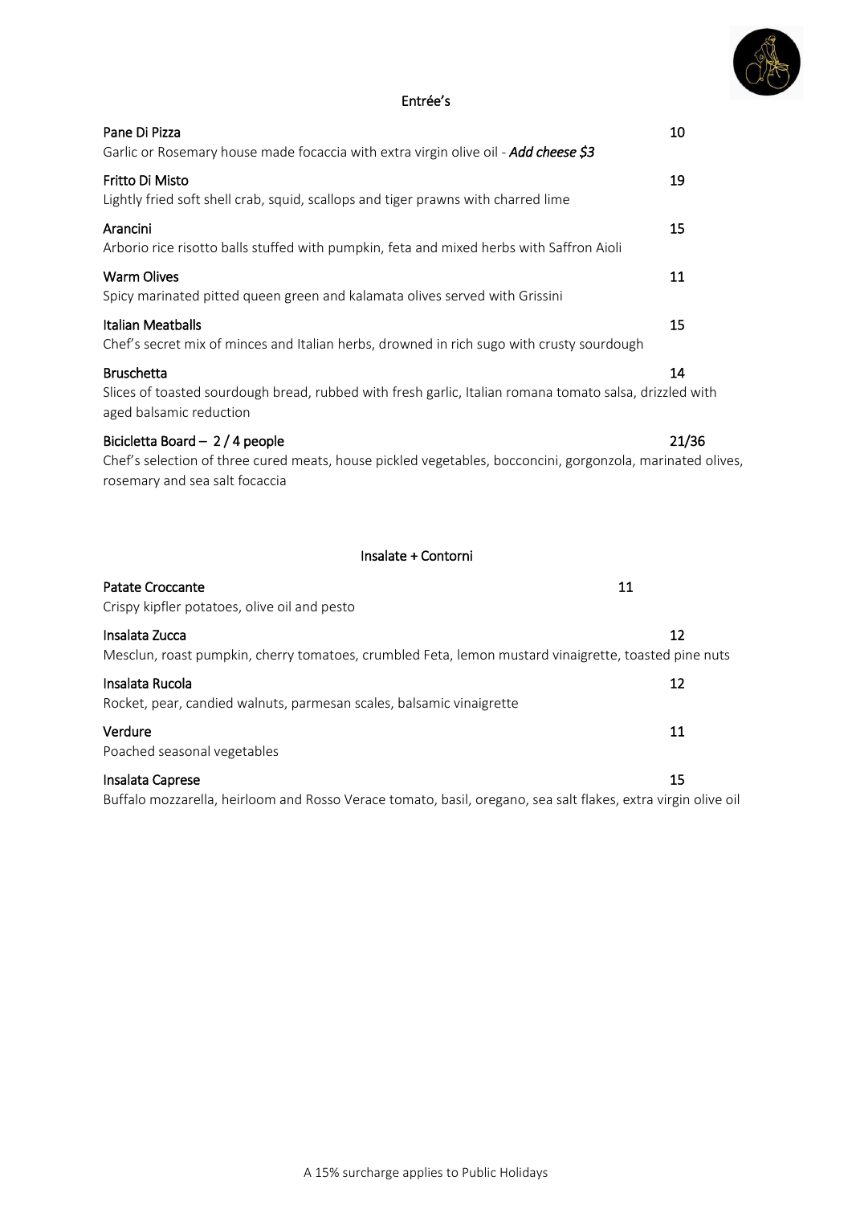## Entrée's

**Pane Di Pizza** 10
Garlic or Rosemary house made focaccia with extra virgin olive oil - ***Add cheese $3***

**Fritto Di Misto** 19
Lightly fried soft shell crab, squid, scallops and tiger prawns with charred lime

**Arancini** 15
Arborio rice risotto balls stuffed with pumpkin, feta and mixed herbs with Saffron Aioli

**Warm Olives** 11
Spicy marinated pitted queen green and kalamata olives served with Grissini

**Italian Meatballs** 15
Chef's secret mix of minces and Italian herbs, drowned in rich sugo with crusty sourdough

**Bruschetta** 14
Slices of toasted sourdough bread, rubbed with fresh garlic, Italian romana tomato salsa, drizzled with aged balsamic reduction

**Bicicletta Board – 2 / 4 people** 21/36
Chef's selection of three cured meats, house pickled vegetables, bocconcini, gorgonzola, marinated olives, rosemary and sea salt focaccia

## Insalate + Contorni

**Patate Croccante** 11
Crispy kipfler potatoes, olive oil and pesto

**Insalata Zucca** 12
Mesclun, roast pumpkin, cherry tomatoes, crumbled Feta, lemon mustard vinaigrette, toasted pine nuts

**Insalata Rucola** 12
Rocket, pear, candied walnuts, parmesan scales, balsamic vinaigrette

**Verdure** 11
Poached seasonal vegetables

**Insalata Caprese** 15
Buffalo mozzarella, heirloom and Rosso Verace tomato, basil, oregano, sea salt flakes, extra virgin olive oil

A 15% surcharge applies to Public Holidays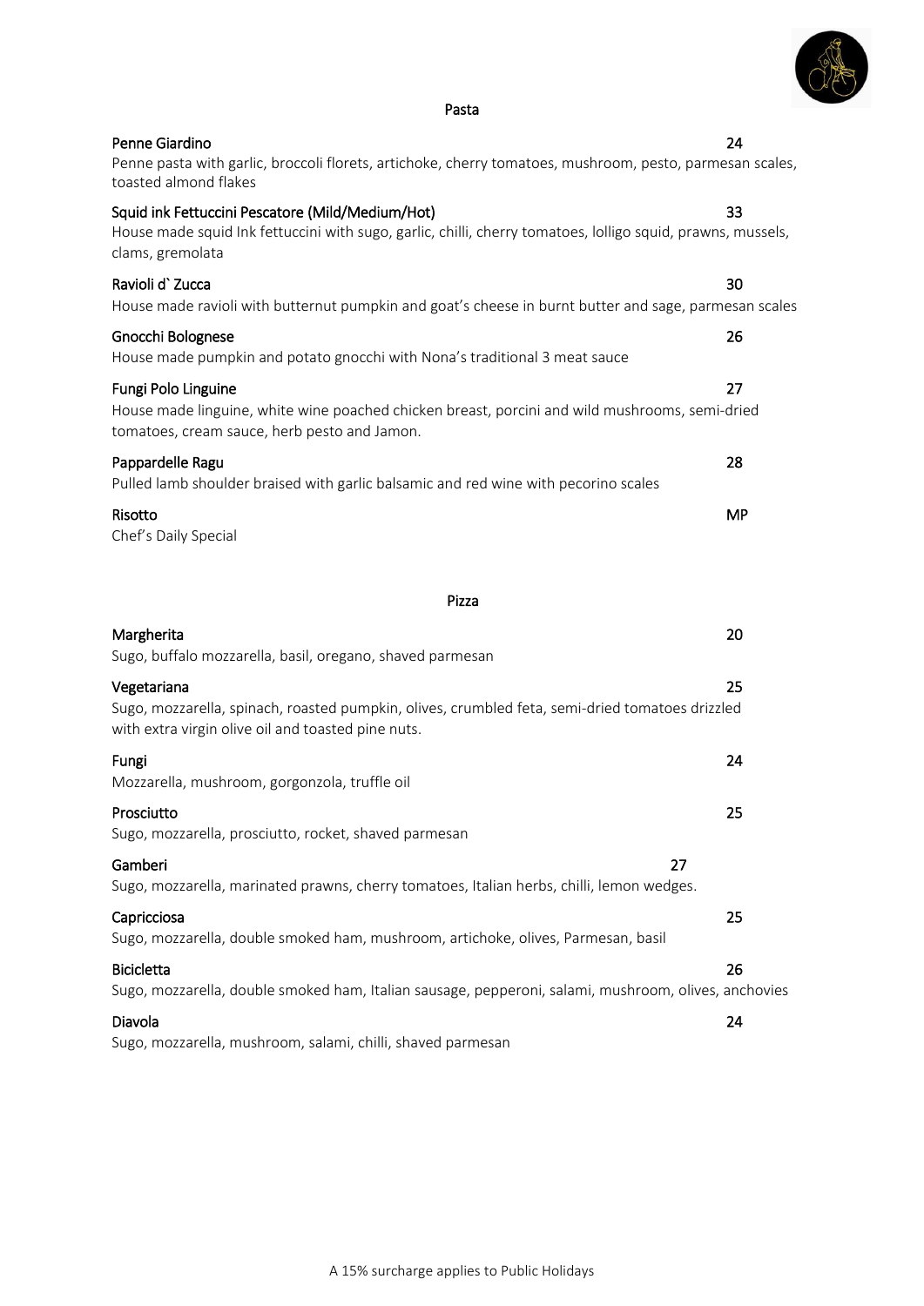## Pasta

**Penne Giardino** 24
Penne pasta with garlic, broccoli florets, artichoke, cherry tomatoes, mushroom, pesto, parmesan scales, toasted almond flakes

**Squid ink Fettuccini Pescatore (Mild/Medium/Hot)** 33
House made squid Ink fettuccini with sugo, garlic, chilli, cherry tomatoes, lolligo squid, prawns, mussels, clams, gremolata

**Ravioli d` Zucca** 30
House made ravioli with butternut pumpkin and goat's cheese in burnt butter and sage, parmesan scales

**Gnocchi Bolognese** 26
House made pumpkin and potato gnocchi with Nona's traditional 3 meat sauce

**Fungi Polo Linguine** 27
House made linguine, white wine poached chicken breast, porcini and wild mushrooms, semi-dried tomatoes, cream sauce, herb pesto and Jamon.

**Pappardelle Ragu** 28
Pulled lamb shoulder braised with garlic balsamic and red wine with pecorino scales

**Risotto** MP
Chef's Daily Special

## Pizza

**Margherita** 20
Sugo, buffalo mozzarella, basil, oregano, shaved parmesan

**Vegetariana** 25
Sugo, mozzarella, spinach, roasted pumpkin, olives, crumbled feta, semi-dried tomatoes drizzled with extra virgin olive oil and toasted pine nuts.

**Fungi** 24
Mozzarella, mushroom, gorgonzola, truffle oil

**Prosciutto** 25
Sugo, mozzarella, prosciutto, rocket, shaved parmesan

**Gamberi** 27
Sugo, mozzarella, marinated prawns, cherry tomatoes, Italian herbs, chilli, lemon wedges.

**Capricciosa** 25
Sugo, mozzarella, double smoked ham, mushroom, artichoke, olives, Parmesan, basil

**Bicicletta** 26
Sugo, mozzarella, double smoked ham, Italian sausage, pepperoni, salami, mushroom, olives, anchovies

**Diavola** 24
Sugo, mozzarella, mushroom, salami, chilli, shaved parmesan

A 15% surcharge applies to Public Holidays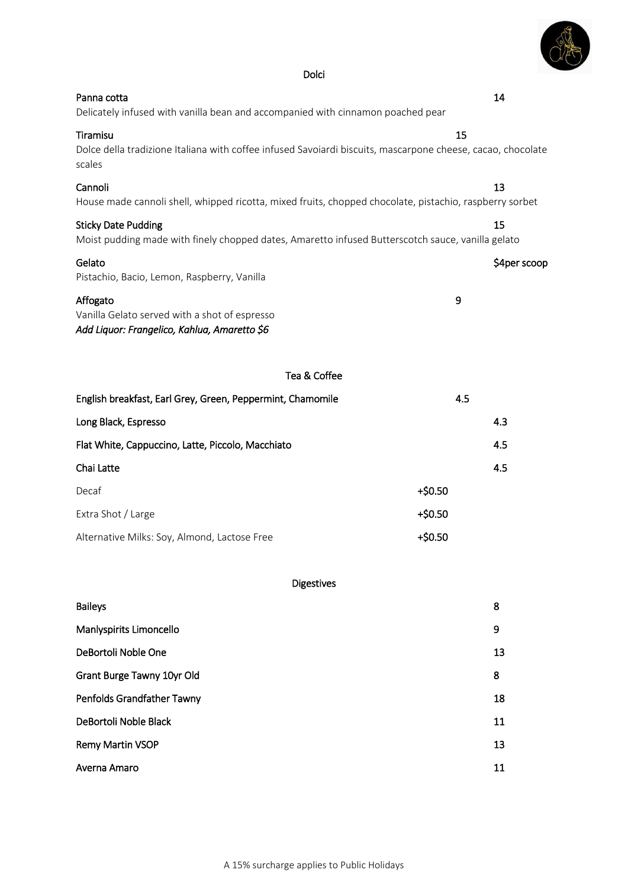## Dolci

**Panna cotta** 14
Delicately infused with vanilla bean and accompanied with cinnamon poached pear

**Tiramisu** 15
Dolce della tradizione Italiana with coffee infused Savoiardi biscuits, mascarpone cheese, cacao, chocolate scales

**Cannoli** 13
House made cannoli shell, whipped ricotta, mixed fruits, chopped chocolate, pistachio, raspberry sorbet

**Sticky Date Pudding** 15
Moist pudding made with finely chopped dates, Amaretto infused Butterscotch sauce, vanilla gelato

**Gelato** $4per scoop
Pistachio, Bacio, Lemon, Raspberry, Vanilla

**Affogato** 9
Vanilla Gelato served with a shot of espresso
***Add Liquor: Frangelico, Kahlua, Amaretto $6***

## Tea & Coffee

| | |
|---|---|
| **English breakfast, Earl Grey, Green, Peppermint, Chamomile** | 4.5 |
| **Long Black, Espresso** | 4.3 |
| **Flat White, Cappuccino, Latte, Piccolo, Macchiato** | 4.5 |
| **Chai Latte** | 4.5 |
| Decaf | +$0.50 |
| Extra Shot / Large | +$0.50 |
| Alternative Milks: Soy, Almond, Lactose Free | +$0.50 |

## Digestives

| | |
|---|---|
| **Baileys** | 8 |
| **Manlyspirits Limoncello** | 9 |
| **DeBortoli Noble One** | 13 |
| **Grant Burge Tawny 10yr Old** | 8 |
| **Penfolds Grandfather Tawny** | 18 |
| **DeBortoli Noble Black** | 11 |
| **Remy Martin VSOP** | 13 |
| **Averna Amaro** | 11 |

A 15% surcharge applies to Public Holidays